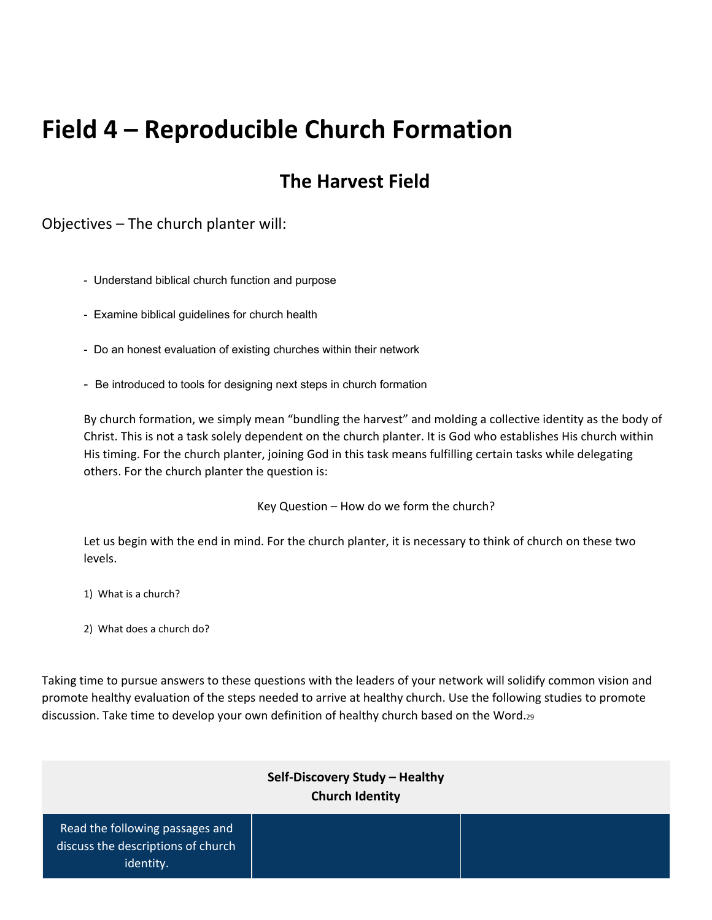# Field 4 – Reproducible Church Formation

## The Harvest Field

Objectives – The church planter will:

- Understand biblical church function and purpose
- Examine biblical guidelines for church health
- Do an honest evaluation of existing churches within their network
- Be introduced to tools for designing next steps in church formation

By church formation, we simply mean "bundling the harvest" and molding a collective identity as the body of Christ. This is not a task solely dependent on the church planter. It is God who establishes His church within His timing. For the church planter, joining God in this task means fulfilling certain tasks while delegating others. For the church planter the question is:

Key Question – How do we form the church?

Let us begin with the end in mind. For the church planter, it is necessary to think of church on these two levels.

1) What is a church?
2) What does a church do?

Taking time to pursue answers to these questions with the leaders of your network will solidify common vision and promote healthy evaluation of the steps needed to arrive at healthy church. Use the following studies to promote discussion. Take time to develop your own definition of healthy church based on the Word.[29]

| Self-Discovery Study – Healthy Church Identity | | |
|---|---|---|
| Read the following passages and discuss the descriptions of church identity. | | |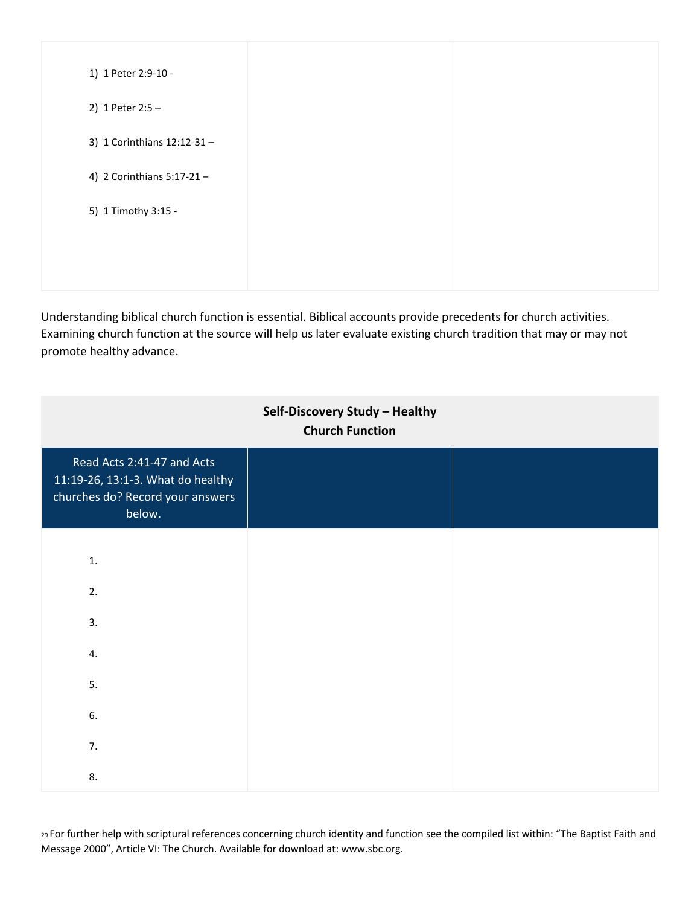| 1) 1 Peter 2:9-10 -<br><br>2) 1 Peter 2:5 –<br><br>3) 1 Corinthians 12:12-31 –<br><br>4) 2 Corinthians 5:17-21 –<br><br>5) 1 Timothy 3:15 - | | |
|---|---|---|

Understanding biblical church function is essential. Biblical accounts provide precedents for church activities. Examining church function at the source will help us later evaluate existing church tradition that may or may not promote healthy advance.

| **Self-Discovery Study – Healthy Church Function** | | |
|---|---|---|
| Read Acts 2:41-47 and Acts 11:19-26, 13:1-3. What do healthy churches do? Record your answers below. | | |
| 1.<br><br>2.<br><br>3.<br><br>4.<br><br>5.<br><br>6.<br><br>7.<br><br>8. | | |

[29] For further help with scriptural references concerning church identity and function see the compiled list within: "The Baptist Faith and Message 2000", Article VI: The Church. Available for download at: www.sbc.org.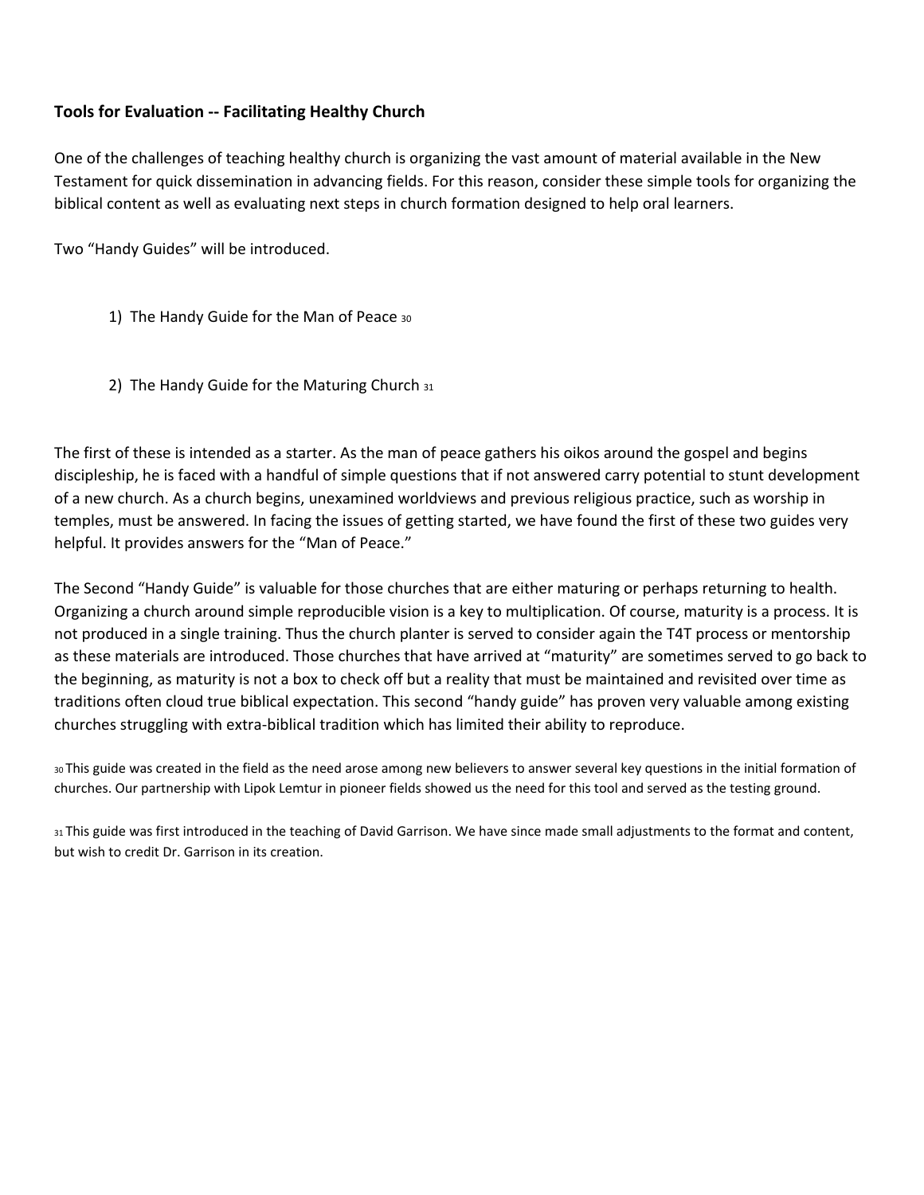**Tools for Evaluation -- Facilitating Healthy Church**

One of the challenges of teaching healthy church is organizing the vast amount of material available in the New Testament for quick dissemination in advancing fields. For this reason, consider these simple tools for organizing the biblical content as well as evaluating next steps in church formation designed to help oral learners.

Two "Handy Guides" will be introduced.

1) The Handy Guide for the Man of Peace [30]

2) The Handy Guide for the Maturing Church [31]

The first of these is intended as a starter. As the man of peace gathers his oikos around the gospel and begins discipleship, he is faced with a handful of simple questions that if not answered carry potential to stunt development of a new church. As a church begins, unexamined worldviews and previous religious practice, such as worship in temples, must be answered. In facing the issues of getting started, we have found the first of these two guides very helpful. It provides answers for the "Man of Peace."

The Second "Handy Guide" is valuable for those churches that are either maturing or perhaps returning to health. Organizing a church around simple reproducible vision is a key to multiplication. Of course, maturity is a process. It is not produced in a single training. Thus the church planter is served to consider again the T4T process or mentorship as these materials are introduced. Those churches that have arrived at "maturity" are sometimes served to go back to the beginning, as maturity is not a box to check off but a reality that must be maintained and revisited over time as traditions often cloud true biblical expectation. This second "handy guide" has proven very valuable among existing churches struggling with extra-biblical tradition which has limited their ability to reproduce.

[30] This guide was created in the field as the need arose among new believers to answer several key questions in the initial formation of churches. Our partnership with Lipok Lemtur in pioneer fields showed us the need for this tool and served as the testing ground.

[31] This guide was first introduced in the teaching of David Garrison. We have since made small adjustments to the format and content, but wish to credit Dr. Garrison in its creation.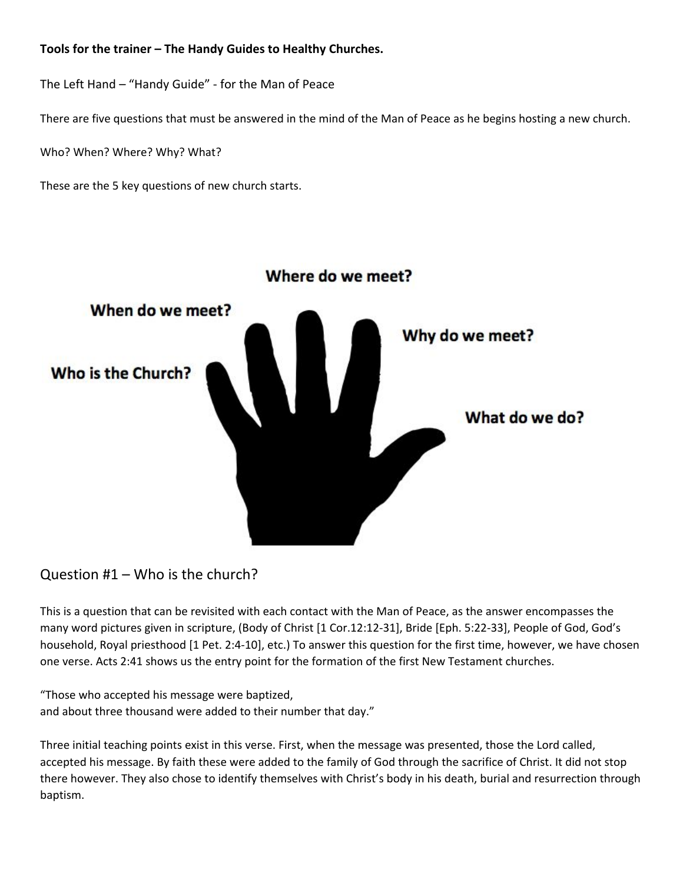**Tools for the trainer – The Handy Guides to Healthy Churches.**

The Left Hand – "Handy Guide" - for the Man of Peace

There are five questions that must be answered in the mind of the Man of Peace as he begins hosting a new church.

Who? When? Where? Why? What?

These are the 5 key questions of new church starts.

Where do we meet?

When do we meet?

Why do we meet?

Who is the Church?

What do we do?

## Question #1 – Who is the church?

This is a question that can be revisited with each contact with the Man of Peace, as the answer encompasses the many word pictures given in scripture, (Body of Christ [1 Cor.12:12-31], Bride [Eph. 5:22-33], People of God, God's household, Royal priesthood [1 Pet. 2:4-10], etc.) To answer this question for the first time, however, we have chosen one verse. Acts 2:41 shows us the entry point for the formation of the first New Testament churches.

"Those who accepted his message were baptized,
and about three thousand were added to their number that day."

Three initial teaching points exist in this verse. First, when the message was presented, those the Lord called, accepted his message. By faith these were added to the family of God through the sacrifice of Christ. It did not stop there however. They also chose to identify themselves with Christ's body in his death, burial and resurrection through baptism.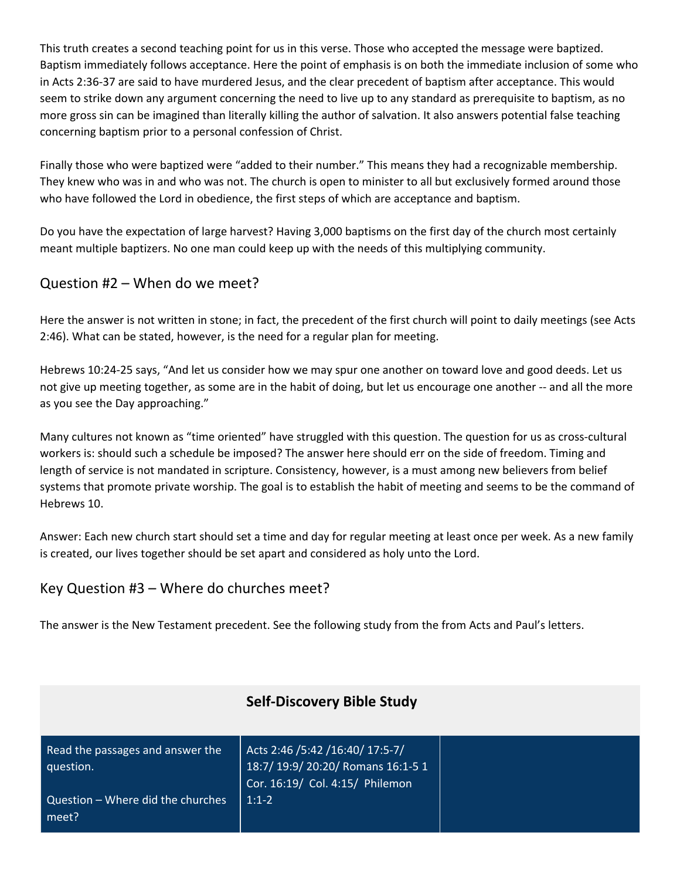This truth creates a second teaching point for us in this verse. Those who accepted the message were baptized. Baptism immediately follows acceptance. Here the point of emphasis is on both the immediate inclusion of some who in Acts 2:36-37 are said to have murdered Jesus, and the clear precedent of baptism after acceptance. This would seem to strike down any argument concerning the need to live up to any standard as prerequisite to baptism, as no more gross sin can be imagined than literally killing the author of salvation. It also answers potential false teaching concerning baptism prior to a personal confession of Christ.

Finally those who were baptized were "added to their number." This means they had a recognizable membership. They knew who was in and who was not. The church is open to minister to all but exclusively formed around those who have followed the Lord in obedience, the first steps of which are acceptance and baptism.

Do you have the expectation of large harvest? Having 3,000 baptisms on the first day of the church most certainly meant multiple baptizers. No one man could keep up with the needs of this multiplying community.

## Question #2 – When do we meet?

Here the answer is not written in stone; in fact, the precedent of the first church will point to daily meetings (see Acts 2:46). What can be stated, however, is the need for a regular plan for meeting.

Hebrews 10:24-25 says, "And let us consider how we may spur one another on toward love and good deeds. Let us not give up meeting together, as some are in the habit of doing, but let us encourage one another -- and all the more as you see the Day approaching."

Many cultures not known as "time oriented" have struggled with this question. The question for us as cross-cultural workers is: should such a schedule be imposed? The answer here should err on the side of freedom. Timing and length of service is not mandated in scripture. Consistency, however, is a must among new believers from belief systems that promote private worship. The goal is to establish the habit of meeting and seems to be the command of Hebrews 10.

Answer: Each new church start should set a time and day for regular meeting at least once per week. As a new family is created, our lives together should be set apart and considered as holy unto the Lord.

## Key Question #3 – Where do churches meet?

The answer is the New Testament precedent. See the following study from the from Acts and Paul's letters.

| **Self-Discovery Bible Study** | | |
|---|---|---|
| Read the passages and answer the question.<br><br>Question – Where did the churches meet? | Acts 2:46 /5:42 /16:40/ 17:5-7/ 18:7/ 19:9/ 20:20/ Romans 16:1-5 1 Cor. 16:19/ Col. 4:15/ Philemon 1:1-2 | |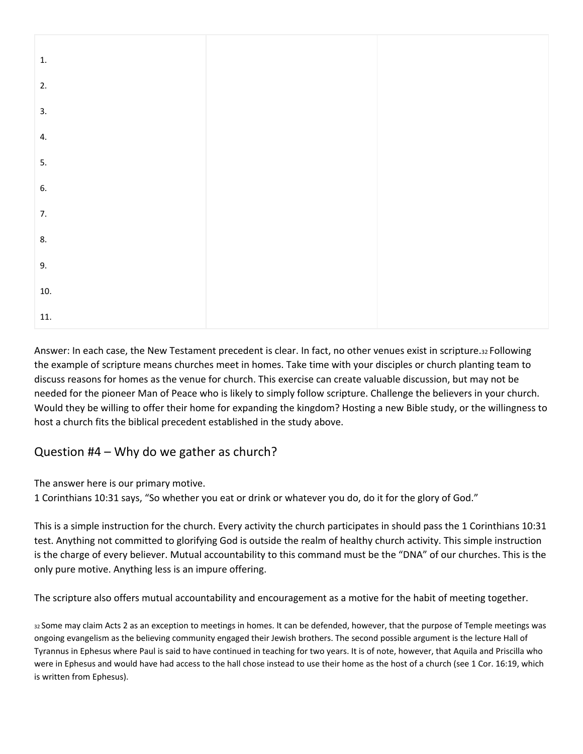| | | |
|---|---|---|
| 1. | | |
| 2. | | |
| 3. | | |
| 4. | | |
| 5. | | |
| 6. | | |
| 7. | | |
| 8. | | |
| 9. | | |
| 10. | | |
| 11. | | |

Answer: In each case, the New Testament precedent is clear. In fact, no other venues exist in scripture.[32] Following the example of scripture means churches meet in homes. Take time with your disciples or church planting team to discuss reasons for homes as the venue for church. This exercise can create valuable discussion, but may not be needed for the pioneer Man of Peace who is likely to simply follow scripture. Challenge the believers in your church. Would they be willing to offer their home for expanding the kingdom? Hosting a new Bible study, or the willingness to host a church fits the biblical precedent established in the study above.

## Question #4 – Why do we gather as church?

The answer here is our primary motive.
1 Corinthians 10:31 says, "So whether you eat or drink or whatever you do, do it for the glory of God."

This is a simple instruction for the church. Every activity the church participates in should pass the 1 Corinthians 10:31 test. Anything not committed to glorifying God is outside the realm of healthy church activity. This simple instruction is the charge of every believer. Mutual accountability to this command must be the "DNA" of our churches. This is the only pure motive. Anything less is an impure offering.

The scripture also offers mutual accountability and encouragement as a motive for the habit of meeting together.

[32] Some may claim Acts 2 as an exception to meetings in homes. It can be defended, however, that the purpose of Temple meetings was ongoing evangelism as the believing community engaged their Jewish brothers. The second possible argument is the lecture Hall of Tyrannus in Ephesus where Paul is said to have continued in teaching for two years. It is of note, however, that Aquila and Priscilla who were in Ephesus and would have had access to the hall chose instead to use their home as the host of a church (see 1 Cor. 16:19, which is written from Ephesus).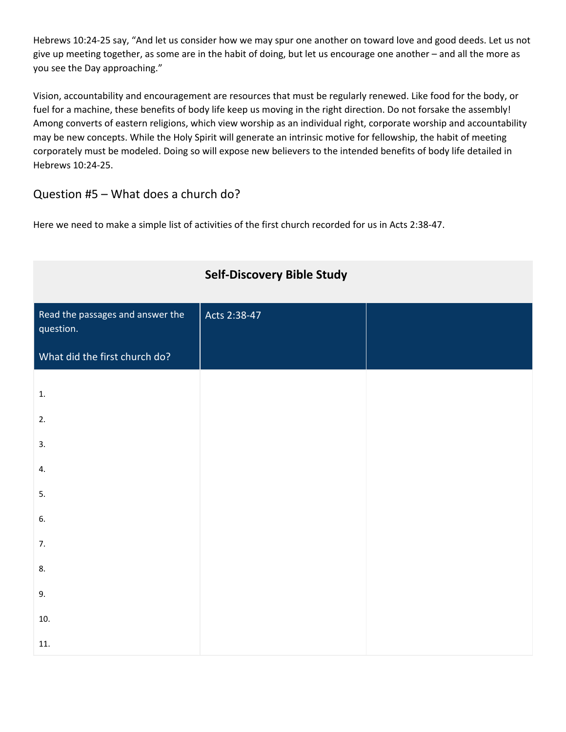Hebrews 10:24-25 say, "And let us consider how we may spur one another on toward love and good deeds. Let us not give up meeting together, as some are in the habit of doing, but let us encourage one another – and all the more as you see the Day approaching."

Vision, accountability and encouragement are resources that must be regularly renewed. Like food for the body, or fuel for a machine, these benefits of body life keep us moving in the right direction. Do not forsake the assembly! Among converts of eastern religions, which view worship as an individual right, corporate worship and accountability may be new concepts. While the Holy Spirit will generate an intrinsic motive for fellowship, the habit of meeting corporately must be modeled. Doing so will expose new believers to the intended benefits of body life detailed in Hebrews 10:24-25.

## Question #5 – What does a church do?

Here we need to make a simple list of activities of the first church recorded for us in Acts 2:38-47.

**Self-Discovery Bible Study**

| Read the passages and answer the question.<br><br>What did the first church do? | Acts 2:38-47 | |
|---|---|---|
| 1. | | |
| 2. | | |
| 3. | | |
| 4. | | |
| 5. | | |
| 6. | | |
| 7. | | |
| 8. | | |
| 9. | | |
| 10. | | |
| 11. | | |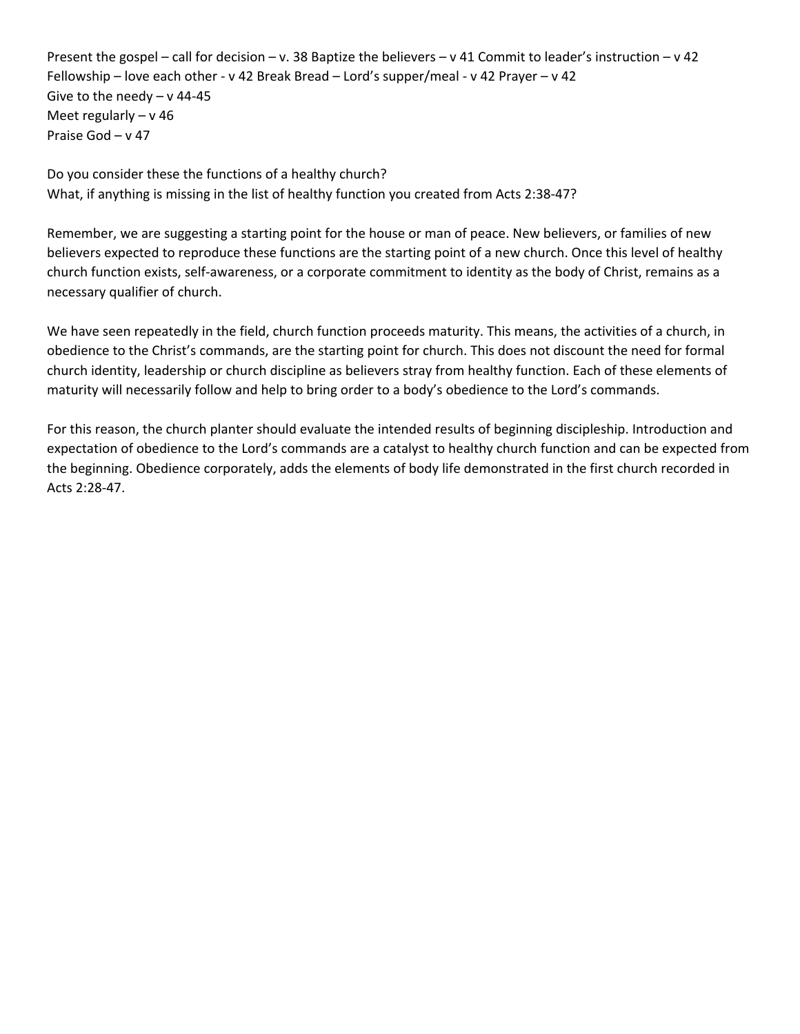Present the gospel – call for decision – v. 38 Baptize the believers – v 41 Commit to leader's instruction – v 42
Fellowship – love each other - v 42 Break Bread – Lord's supper/meal - v 42 Prayer – v 42
Give to the needy – v 44-45
Meet regularly – v 46
Praise God – v 47

Do you consider these the functions of a healthy church?
What, if anything is missing in the list of healthy function you created from Acts 2:38-47?

Remember, we are suggesting a starting point for the house or man of peace. New believers, or families of new believers expected to reproduce these functions are the starting point of a new church. Once this level of healthy church function exists, self-awareness, or a corporate commitment to identity as the body of Christ, remains as a necessary qualifier of church.

We have seen repeatedly in the field, church function proceeds maturity. This means, the activities of a church, in obedience to the Christ's commands, are the starting point for church. This does not discount the need for formal church identity, leadership or church discipline as believers stray from healthy function. Each of these elements of maturity will necessarily follow and help to bring order to a body's obedience to the Lord's commands.

For this reason, the church planter should evaluate the intended results of beginning discipleship. Introduction and expectation of obedience to the Lord's commands are a catalyst to healthy church function and can be expected from the beginning. Obedience corporately, adds the elements of body life demonstrated in the first church recorded in Acts 2:28-47.